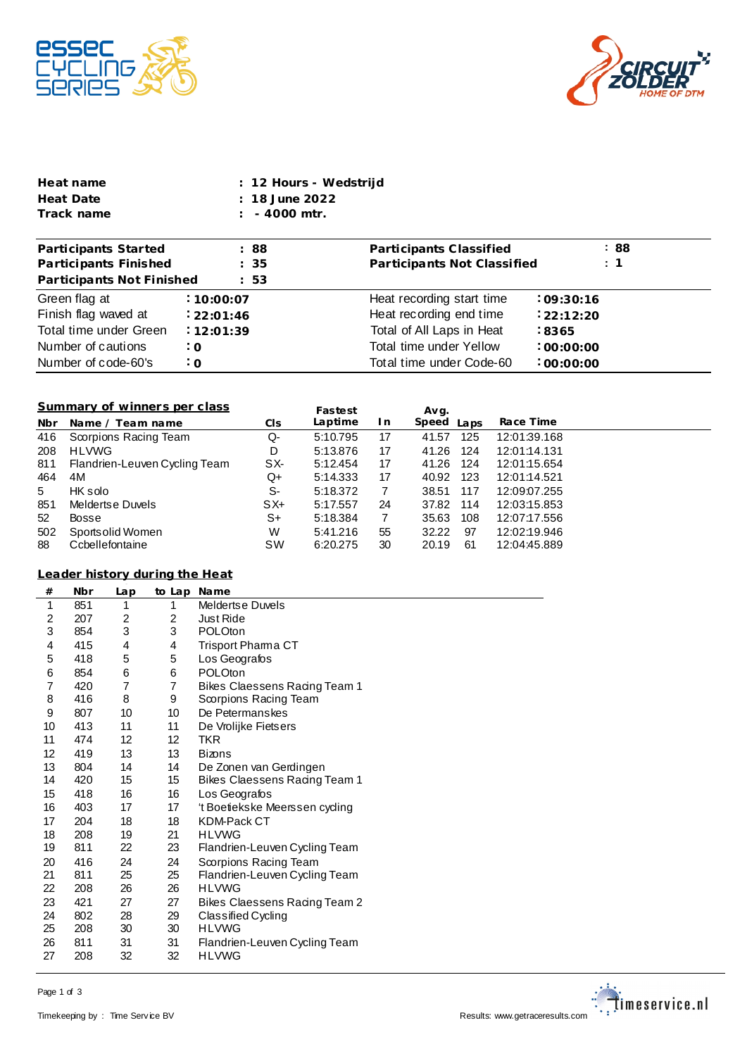| | |
|---|---|
| **Heat name** | **: 12 Hours - Wedstrijd** |
| **Heat Date** | **: 18 June 2022** |
| **Track name** | **: - 4000 mtr.** |

| | | | |
|---|---|---|---|
| **Participants Started** | **: 88** | **Participants Classified** | **: 88** |
| **Participants Finished** | **: 35** | **Participants Not Classified** | **: 1** |
| **Participants Not Finished** | **: 53** | | |
| Green flag at | **: 10:00:07** | Heat recording start time | **: 09:30:16** |
| Finish flag waved at | **: 22:01:46** | Heat recording end time | **: 22:12:20** |
| Total time under Green | **: 12:01:39** | Total of All Laps in Heat | **: 8365** |
| Number of cautions | **: 0** | Total time under Yellow | **: 00:00:00** |
| Number of code-60's | **: 0** | Total time under Code-60 | **: 00:00:00** |

## Summary of winners per class

| Nbr | Name / Team name | Cls | Fastest Laptime | In | Avg. Speed | Laps | Race Time |
|---|---|---|---|---|---|---|---|
| 416 | Scorpions Racing Team | Q- | 5:10.795 | 17 | 41.57 | 125 | 12:01:39.168 |
| 208 | HLVWG | D | 5:13.876 | 17 | 41.26 | 124 | 12:01:14.131 |
| 811 | Flandrien-Leuven Cycling Team | SX- | 5:12.454 | 17 | 41.26 | 124 | 12:01:15.654 |
| 464 | 4M | Q+ | 5:14.333 | 17 | 40.92 | 123 | 12:01:14.521 |
| 5 | HK solo | S- | 5:18.372 | 7 | 38.51 | 117 | 12:09:07.255 |
| 851 | Meldertse Duvels | SX+ | 5:17.557 | 24 | 37.82 | 114 | 12:03:15.853 |
| 52 | Bosse | S+ | 5:18.384 | 7 | 35.63 | 108 | 12:07:17.556 |
| 502 | Sportsolid Women | W | 5:41.216 | 55 | 32.22 | 97 | 12:02:19.946 |
| 88 | Ccbellefontaine | SW | 6:20.275 | 30 | 20.19 | 61 | 12:04:45.889 |

## Leader history during the Heat

| # | Nbr | Lap | to Lap | Name |
|---|---|---|---|---|
| 1 | 851 | 1 | 1 | Meldertse Duvels |
| 2 | 207 | 2 | 2 | Just Ride |
| 3 | 854 | 3 | 3 | POLOton |
| 4 | 415 | 4 | 4 | Trisport Pharma CT |
| 5 | 418 | 5 | 5 | Los Geografos |
| 6 | 854 | 6 | 6 | POLOton |
| 7 | 420 | 7 | 7 | Bikes Claessens Racing Team 1 |
| 8 | 416 | 8 | 9 | Scorpions Racing Team |
| 9 | 807 | 10 | 10 | De Petermanskes |
| 10 | 413 | 11 | 11 | De Vrolijke Fietsers |
| 11 | 474 | 12 | 12 | TKR |
| 12 | 419 | 13 | 13 | Bizons |
| 13 | 804 | 14 | 14 | De Zonen van Gerdingen |
| 14 | 420 | 15 | 15 | Bikes Claessens Racing Team 1 |
| 15 | 418 | 16 | 16 | Los Geografos |
| 16 | 403 | 17 | 17 | 't Boetiekske Meerssen cycling |
| 17 | 204 | 18 | 18 | KDM-Pack CT |
| 18 | 208 | 19 | 21 | HLVWG |
| 19 | 811 | 22 | 23 | Flandrien-Leuven Cycling Team |
| 20 | 416 | 24 | 24 | Scorpions Racing Team |
| 21 | 811 | 25 | 25 | Flandrien-Leuven Cycling Team |
| 22 | 208 | 26 | 26 | HLVWG |
| 23 | 421 | 27 | 27 | Bikes Claessens Racing Team 2 |
| 24 | 802 | 28 | 29 | Classified Cycling |
| 25 | 208 | 30 | 30 | HLVWG |
| 26 | 811 | 31 | 31 | Flandrien-Leuven Cycling Team |
| 27 | 208 | 32 | 32 | HLVWG |

Timekeeping by : Time Service BV

Results: www.getraceresults.com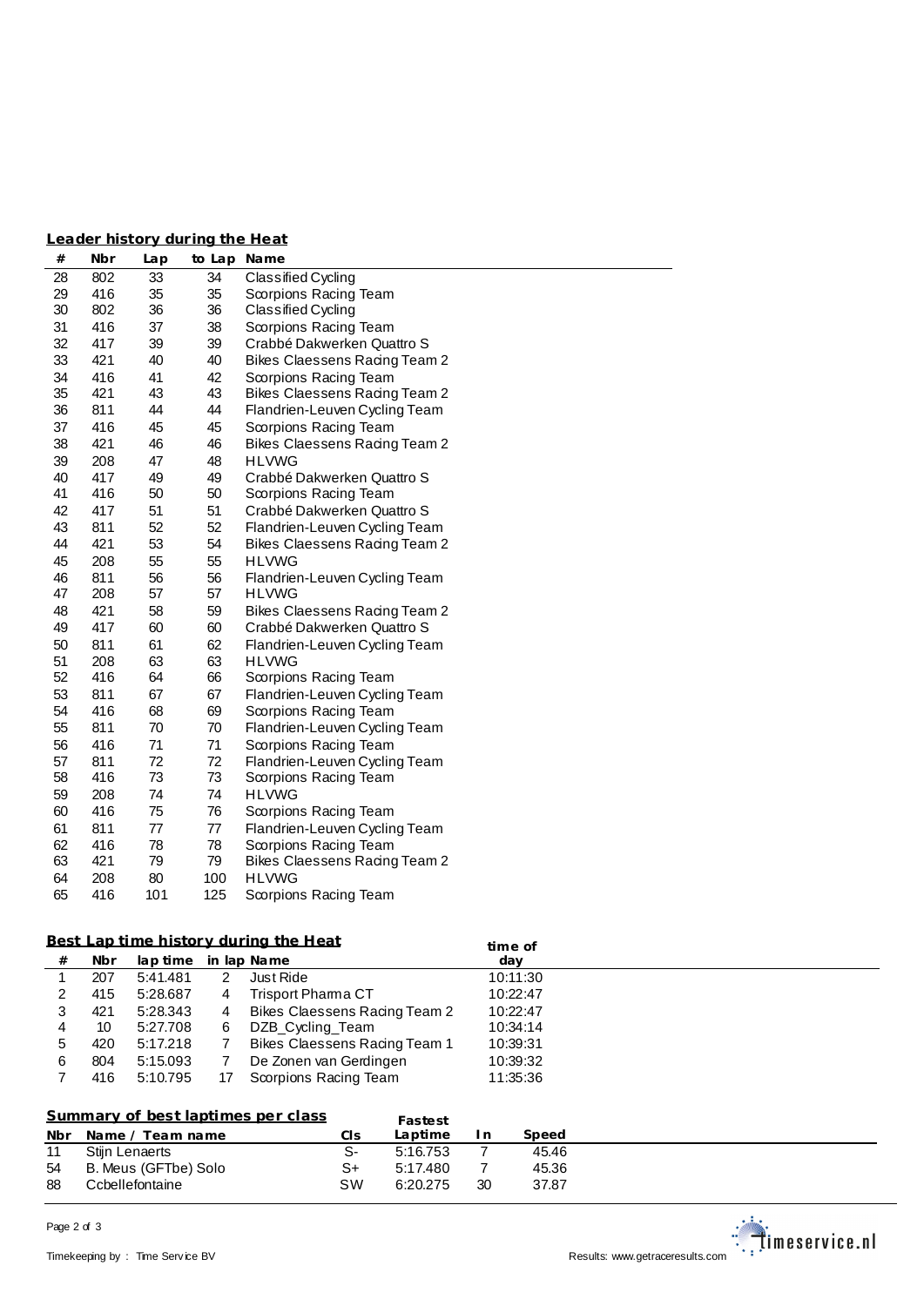## Leader history during the Heat

| # | Nbr | Lap | to Lap | Name |
|---|---|---|---|---|
| 28 | 802 | 33 | 34 | Classified Cycling |
| 29 | 416 | 35 | 35 | Scorpions Racing Team |
| 30 | 802 | 36 | 36 | Classified Cycling |
| 31 | 416 | 37 | 38 | Scorpions Racing Team |
| 32 | 417 | 39 | 39 | Crabbé Dakwerken Quattro S |
| 33 | 421 | 40 | 40 | Bikes Claessens Racing Team 2 |
| 34 | 416 | 41 | 42 | Scorpions Racing Team |
| 35 | 421 | 43 | 43 | Bikes Claessens Racing Team 2 |
| 36 | 811 | 44 | 44 | Flandrien-Leuven Cycling Team |
| 37 | 416 | 45 | 45 | Scorpions Racing Team |
| 38 | 421 | 46 | 46 | Bikes Claessens Racing Team 2 |
| 39 | 208 | 47 | 48 | HLVWG |
| 40 | 417 | 49 | 49 | Crabbé Dakwerken Quattro S |
| 41 | 416 | 50 | 50 | Scorpions Racing Team |
| 42 | 417 | 51 | 51 | Crabbé Dakwerken Quattro S |
| 43 | 811 | 52 | 52 | Flandrien-Leuven Cycling Team |
| 44 | 421 | 53 | 54 | Bikes Claessens Racing Team 2 |
| 45 | 208 | 55 | 55 | HLVWG |
| 46 | 811 | 56 | 56 | Flandrien-Leuven Cycling Team |
| 47 | 208 | 57 | 57 | HLVWG |
| 48 | 421 | 58 | 59 | Bikes Claessens Racing Team 2 |
| 49 | 417 | 60 | 60 | Crabbé Dakwerken Quattro S |
| 50 | 811 | 61 | 62 | Flandrien-Leuven Cycling Team |
| 51 | 208 | 63 | 63 | HLVWG |
| 52 | 416 | 64 | 66 | Scorpions Racing Team |
| 53 | 811 | 67 | 67 | Flandrien-Leuven Cycling Team |
| 54 | 416 | 68 | 69 | Scorpions Racing Team |
| 55 | 811 | 70 | 70 | Flandrien-Leuven Cycling Team |
| 56 | 416 | 71 | 71 | Scorpions Racing Team |
| 57 | 811 | 72 | 72 | Flandrien-Leuven Cycling Team |
| 58 | 416 | 73 | 73 | Scorpions Racing Team |
| 59 | 208 | 74 | 74 | HLVWG |
| 60 | 416 | 75 | 76 | Scorpions Racing Team |
| 61 | 811 | 77 | 77 | Flandrien-Leuven Cycling Team |
| 62 | 416 | 78 | 78 | Scorpions Racing Team |
| 63 | 421 | 79 | 79 | Bikes Claessens Racing Team 2 |
| 64 | 208 | 80 | 100 | HLVWG |
| 65 | 416 | 101 | 125 | Scorpions Racing Team |

## Best Lap time history during the Heat

| # | Nbr | lap time | in lap | Name | time of day |
|---|---|---|---|---|---|
| 1 | 207 | 5:41.481 | 2 | Just Ride | 10:11:30 |
| 2 | 415 | 5:28.687 | 4 | Trisport Pharma CT | 10:22:47 |
| 3 | 421 | 5:28.343 | 4 | Bikes Claessens Racing Team 2 | 10:22:47 |
| 4 | 10 | 5:27.708 | 6 | DZB_Cycling_Team | 10:34:14 |
| 5 | 420 | 5:17.218 | 7 | Bikes Claessens Racing Team 1 | 10:39:31 |
| 6 | 804 | 5:15.093 | 7 | De Zonen van Gerdingen | 10:39:32 |
| 7 | 416 | 5:10.795 | 17 | Scorpions Racing Team | 11:35:36 |

## Summary of best laptimes per class

| Nbr | Name / Team name | Cls | Fastest Laptime | In | Speed |
|---|---|---|---|---|---|
| 11 | Stijn Lenaerts | S- | 5:16.753 | 7 | 45.46 |
| 54 | B. Meus (GFTbe) Solo | S+ | 5:17.480 | 7 | 45.36 |
| 88 | Ccbellefontaine | SW | 6:20.275 | 30 | 37.87 |

Timekeeping by : Time Service BV

Results: www.getraceresults.com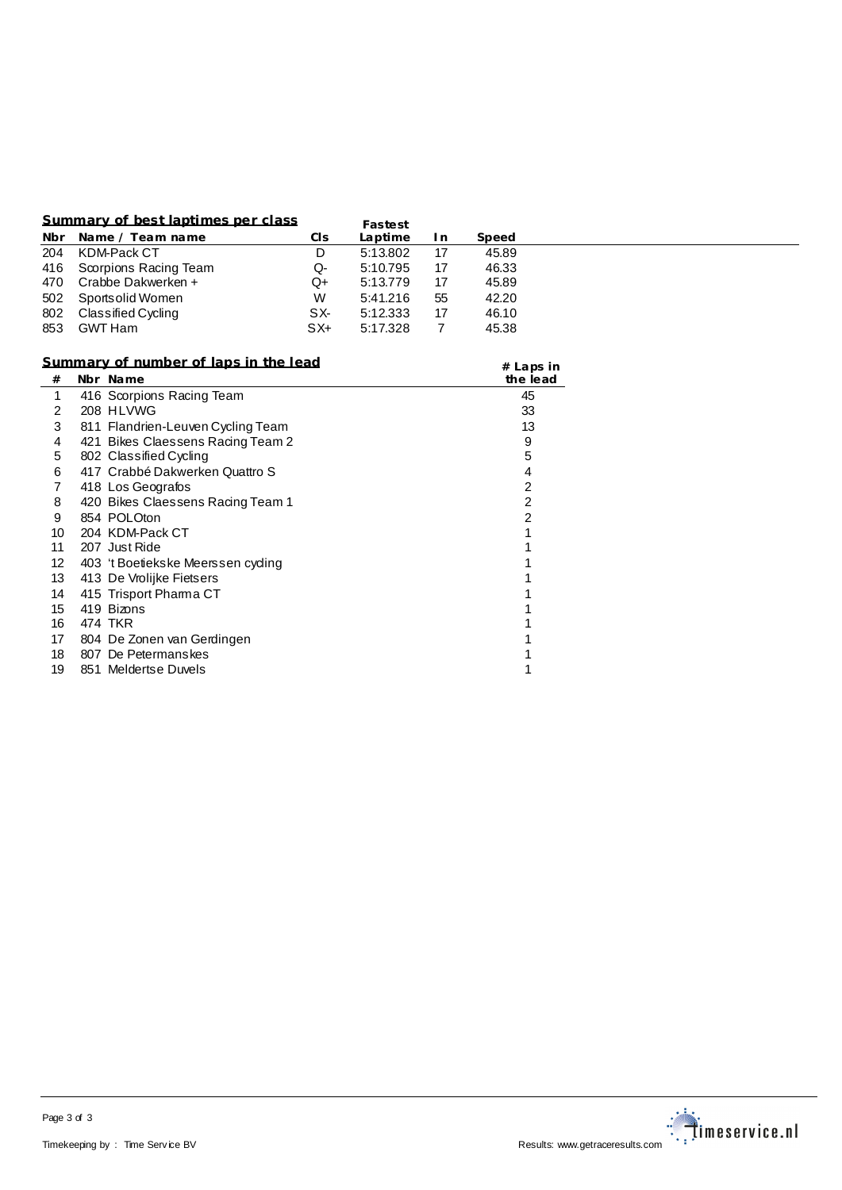## Summary of best laptimes per class

| Nbr | Name / Team name | Cls | Fastest Laptime | In | Speed |
|---|---|---|---|---|---|
| 204 | KDM-Pack CT | D | 5:13.802 | 17 | 45.89 |
| 416 | Scorpions Racing Team | Q- | 5:10.795 | 17 | 46.33 |
| 470 | Crabbe Dakwerken + | Q+ | 5:13.779 | 17 | 45.89 |
| 502 | Sportsolid Women | W | 5:41.216 | 55 | 42.20 |
| 802 | Classified Cycling | SX- | 5:12.333 | 17 | 46.10 |
| 853 | GWT Ham | SX+ | 5:17.328 | 7 | 45.38 |

## Summary of number of laps in the lead

| # | Nbr | Name | # Laps in the lead |
|---|---|---|---|
| 1 | 416 | Scorpions Racing Team | 45 |
| 2 | 208 | HLVWG | 33 |
| 3 | 811 | Flandrien-Leuven Cycling Team | 13 |
| 4 | 421 | Bikes Claessens Racing Team 2 | 9 |
| 5 | 802 | Classified Cycling | 5 |
| 6 | 417 | Crabbé Dakwerken Quattro S | 4 |
| 7 | 418 | Los Geografos | 2 |
| 8 | 420 | Bikes Claessens Racing Team 1 | 2 |
| 9 | 854 | POLOton | 2 |
| 10 | 204 | KDM-Pack CT | 1 |
| 11 | 207 | Just Ride | 1 |
| 12 | 403 | 't Boetiekske Meerssen cycling | 1 |
| 13 | 413 | De Vrolijke Fietsers | 1 |
| 14 | 415 | Trisport Pharma CT | 1 |
| 15 | 419 | Bizons | 1 |
| 16 | 474 | TKR | 1 |
| 17 | 804 | De Zonen van Gerdingen | 1 |
| 18 | 807 | De Petermanskes | 1 |
| 19 | 851 | Meldertse Duvels | 1 |

Timekeeping by : Time Service BV

Results: www.getraceresults.com